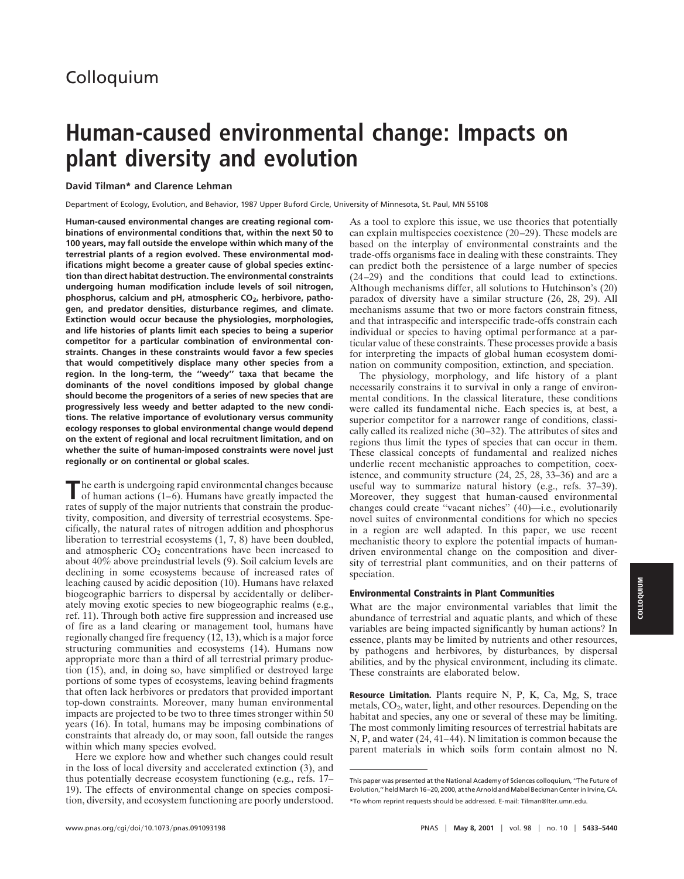Colloquium

# Human-caused environmental change: Impacts on plant diversity and evolution

**David Tilman* and Clarence Lehman**

Department of Ecology, Evolution, and Behavior, 1987 Upper Buford Circle, University of Minnesota, St. Paul, MN 55108

**Human-caused environmental changes are creating regional combinations of environmental conditions that, within the next 50 to 100 years, may fall outside the envelope within which many of the terrestrial plants of a region evolved. These environmental modifications might become a greater cause of global species extinction than direct habitat destruction. The environmental constraints undergoing human modification include levels of soil nitrogen, phosphorus, calcium and pH, atmospheric $CO_2$, herbivore, pathogen, and predator densities, disturbance regimes, and climate. Extinction would occur because the physiologies, morphologies, and life histories of plants limit each species to being a superior competitor for a particular combination of environmental constraints. Changes in these constraints would favor a few species that would competitively displace many other species from a region. In the long-term, the "weedy" taxa that became the dominants of the novel conditions imposed by global change should become the progenitors of a series of new species that are progressively less weedy and better adapted to the new conditions. The relative importance of evolutionary versus community ecology responses to global environmental change would depend on the extent of regional and local recruitment limitation, and on whether the suite of human-imposed constraints were novel just regionally or on continental or global scales.**

The earth is undergoing rapid environmental changes because of human actions (1–6). Humans have greatly impacted the rates of supply of the major nutrients that constrain the productivity, composition, and diversity of terrestrial ecosystems. Specifically, the natural rates of nitrogen addition and phosphorus liberation to terrestrial ecosystems (1, 7, 8) have been doubled, and atmospheric $CO_2$ concentrations have been increased to about 40% above preindustrial levels (9). Soil calcium levels are declining in some ecosystems because of increased rates of leaching caused by acidic deposition (10). Humans have relaxed biogeographic barriers to dispersal by accidentally or deliberately moving exotic species to new biogeographic realms (e.g., ref. 11). Through both active fire suppression and increased use of fire as a land clearing or management tool, humans have regionally changed fire frequency (12, 13), which is a major force structuring communities and ecosystems (14). Humans now appropriate more than a third of all terrestrial primary production (15), and, in doing so, have simplified or destroyed large portions of some types of ecosystems, leaving behind fragments that often lack herbivores or predators that provided important top-down constraints. Moreover, many human environmental impacts are projected to be two to three times stronger within 50 years (16). In total, humans may be imposing combinations of constraints that already do, or may soon, fall outside the ranges within which many species evolved.

Here we explore how and whether such changes could result in the loss of local diversity and accelerated extinction (3), and thus potentially decrease ecosystem functioning (e.g., refs. 17–19). The effects of environmental change on species composition, diversity, and ecosystem functioning are poorly understood. As a tool to explore this issue, we use theories that potentially can explain multispecies coexistence (20–29). These models are based on the interplay of environmental constraints and the trade-offs organisms face in dealing with these constraints. They can predict both the persistence of a large number of species (24–29) and the conditions that could lead to extinctions. Although mechanisms differ, all solutions to Hutchinson's (20) paradox of diversity have a similar structure (26, 28, 29). All mechanisms assume that two or more factors constrain fitness, and that intraspecific and interspecific trade-offs constrain each individual or species to having optimal performance at a particular value of these constraints. These processes provide a basis for interpreting the impacts of global human ecosystem domination on community composition, extinction, and speciation.

The physiology, morphology, and life history of a plant necessarily constrains it to survival in only a range of environmental conditions. In the classical literature, these conditions were called its fundamental niche. Each species is, at best, a superior competitor for a narrower range of conditions, classically called its realized niche (30–32). The attributes of sites and regions thus limit the types of species that can occur in them. These classical concepts of fundamental and realized niches underlie recent mechanistic approaches to competition, coexistence, and community structure (24, 25, 28, 33–36) and are a useful way to summarize natural history (e.g., refs. 37–39). Moreover, they suggest that human-caused environmental changes could create "vacant niches" (40)—i.e., evolutionarily novel suites of environmental conditions for which no species in a region are well adapted. In this paper, we use recent mechanistic theory to explore the potential impacts of human-driven environmental change on the composition and diversity of terrestrial plant communities, and on their patterns of speciation.

## Environmental Constraints in Plant Communities

What are the major environmental variables that limit the abundance of terrestrial and aquatic plants, and which of these variables are being impacted significantly by human actions? In essence, plants may be limited by nutrients and other resources, by pathogens and herbivores, by disturbances, by dispersal abilities, and by the physical environment, including its climate. These constraints are elaborated below.

**Resource Limitation.** Plants require N, P, K, Ca, Mg, S, trace metals, $CO_2$, water, light, and other resources. Depending on the habitat and species, any one or several of these may be limiting. The most commonly limiting resources of terrestrial habitats are N, P, and water (24, 41–44). N limitation is common because the parent materials in which soils form contain almost no N.

This paper was presented at the National Academy of Sciences colloquium, "The Future of Evolution," held March 16–20, 2000, at the Arnold and Mabel Beckman Center in Irvine, CA.

*To whom reprint requests should be addressed. E-mail: Tilman@lter.umn.edu.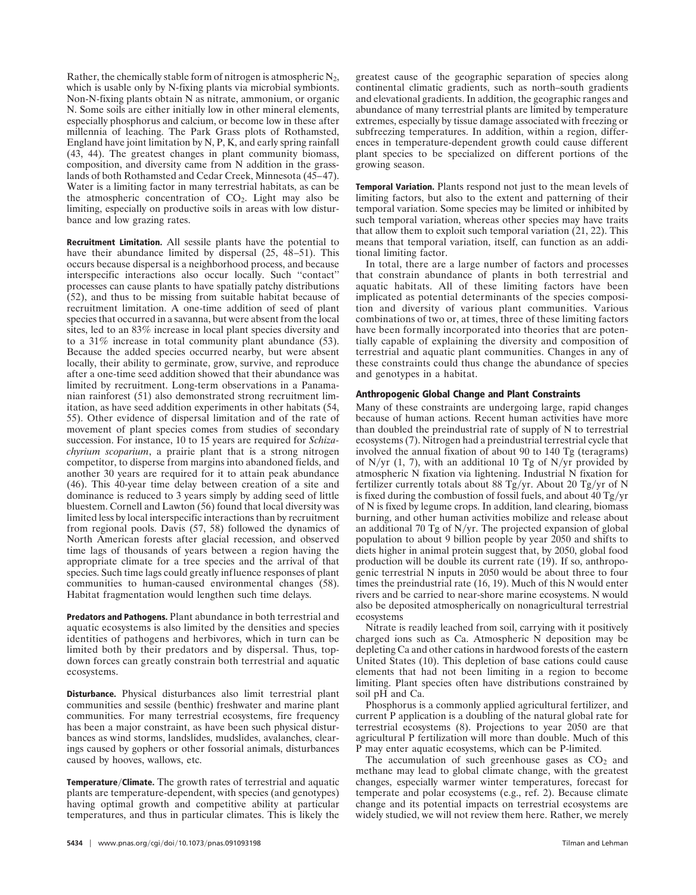Rather, the chemically stable form of nitrogen is atmospheric $N_2$, which is usable only by N-fixing plants via microbial symbionts. Non-N-fixing plants obtain N as nitrate, ammonium, or organic N. Some soils are either initially low in other mineral elements, especially phosphorus and calcium, or become low in these after millennia of leaching. The Park Grass plots of Rothamsted, England have joint limitation by N, P, K, and early spring rainfall (43, 44). The greatest changes in plant community biomass, composition, and diversity came from N addition in the grasslands of both Rothamsted and Cedar Creek, Minnesota (45–47). Water is a limiting factor in many terrestrial habitats, as can be the atmospheric concentration of $CO_2$. Light may also be limiting, especially on productive soils in areas with low disturbance and low grazing rates.

**Recruitment Limitation.** All sessile plants have the potential to have their abundance limited by dispersal (25, 48–51). This occurs because dispersal is a neighborhood process, and because interspecific interactions also occur locally. Such "contact" processes can cause plants to have spatially patchy distributions (52), and thus to be missing from suitable habitat because of recruitment limitation. A one-time addition of seed of plant species that occurred in a savanna, but were absent from the local sites, led to an 83% increase in local plant species diversity and to a 31% increase in total community plant abundance (53). Because the added species occurred nearby, but were absent locally, their ability to germinate, grow, survive, and reproduce after a one-time seed addition showed that their abundance was limited by recruitment. Long-term observations in a Panamanian rainforest (51) also demonstrated strong recruitment limitation, as have seed addition experiments in other habitats (54, 55). Other evidence of dispersal limitation and of the rate of movement of plant species comes from studies of secondary succession. For instance, 10 to 15 years are required for *Schizachyrium scoparium*, a prairie plant that is a strong nitrogen competitor, to disperse from margins into abandoned fields, and another 30 years are required for it to attain peak abundance (46). This 40-year time delay between creation of a site and dominance is reduced to 3 years simply by adding seed of little bluestem. Cornell and Lawton (56) found that local diversity was limited less by local interspecific interactions than by recruitment from regional pools. Davis (57, 58) followed the dynamics of North American forests after glacial recession, and observed time lags of thousands of years between a region having the appropriate climate for a tree species and the arrival of that species. Such time lags could greatly influence responses of plant communities to human-caused environmental changes (58). Habitat fragmentation would lengthen such time delays.

**Predators and Pathogens.** Plant abundance in both terrestrial and aquatic ecosystems is also limited by the densities and species identities of pathogens and herbivores, which in turn can be limited both by their predators and by dispersal. Thus, top-down forces can greatly constrain both terrestrial and aquatic ecosystems.

**Disturbance.** Physical disturbances also limit terrestrial plant communities and sessile (benthic) freshwater and marine plant communities. For many terrestrial ecosystems, fire frequency has been a major constraint, as have been such physical disturbances as wind storms, landslides, mudslides, avalanches, clearings caused by gophers or other fossorial animals, disturbances caused by hooves, wallows, etc.

**Temperature/Climate.** The growth rates of terrestrial and aquatic plants are temperature-dependent, with species (and genotypes) having optimal growth and competitive ability at particular temperatures, and thus in particular climates. This is likely the greatest cause of the geographic separation of species along continental climatic gradients, such as north–south gradients and elevational gradients. In addition, the geographic ranges and abundance of many terrestrial plants are limited by temperature extremes, especially by tissue damage associated with freezing or subfreezing temperatures. In addition, within a region, differences in temperature-dependent growth could cause different plant species to be specialized on different portions of the growing season.

**Temporal Variation.** Plants respond not just to the mean levels of limiting factors, but also to the extent and patterning of their temporal variation. Some species may be limited or inhibited by such temporal variation, whereas other species may have traits that allow them to exploit such temporal variation (21, 22). This means that temporal variation, itself, can function as an additional limiting factor.

In total, there are a large number of factors and processes that constrain abundance of plants in both terrestrial and aquatic habitats. All of these limiting factors have been implicated as potential determinants of the species composition and diversity of various plant communities. Various combinations of two or, at times, three of these limiting factors have been formally incorporated into theories that are potentially capable of explaining the diversity and composition of terrestrial and aquatic plant communities. Changes in any of these constraints could thus change the abundance of species and genotypes in a habitat.

## Anthropogenic Global Change and Plant Constraints

Many of these constraints are undergoing large, rapid changes because of human actions. Recent human activities have more than doubled the preindustrial rate of supply of N to terrestrial ecosystems (7). Nitrogen had a preindustrial terrestrial cycle that involved the annual fixation of about 90 to 140 Tg (teragrams) of N/yr (1, 7), with an additional 10 Tg of N/yr provided by atmospheric N fixation via lightening. Industrial N fixation for fertilizer currently totals about 88 Tg/yr. About 20 Tg/yr of N is fixed during the combustion of fossil fuels, and about 40 Tg/yr of N is fixed by legume crops. In addition, land clearing, biomass burning, and other human activities mobilize and release about an additional 70 Tg of N/yr. The projected expansion of global population to about 9 billion people by year 2050 and shifts to diets higher in animal protein suggest that, by 2050, global food production will be double its current rate (19). If so, anthropogenic terrestrial N inputs in 2050 would be about three to four times the preindustrial rate (16, 19). Much of this N would enter rivers and be carried to near-shore marine ecosystems. N would also be deposited atmospherically on nonagricultural terrestrial ecosystems

Nitrate is readily leached from soil, carrying with it positively charged ions such as Ca. Atmospheric N deposition may be depleting Ca and other cations in hardwood forests of the eastern United States (10). This depletion of base cations could cause elements that had not been limiting in a region to become limiting. Plant species often have distributions constrained by soil pH and Ca.

Phosphorus is a commonly applied agricultural fertilizer, and current P application is a doubling of the natural global rate for terrestrial ecosystems (8). Projections to year 2050 are that agricultural P fertilization will more than double. Much of this P may enter aquatic ecosystems, which can be P-limited.

The accumulation of such greenhouse gases as $CO_2$ and methane may lead to global climate change, with the greatest changes, especially warmer winter temperatures, forecast for temperate and polar ecosystems (e.g., ref. 2). Because climate change and its potential impacts on terrestrial ecosystems are widely studied, we will not review them here. Rather, we merely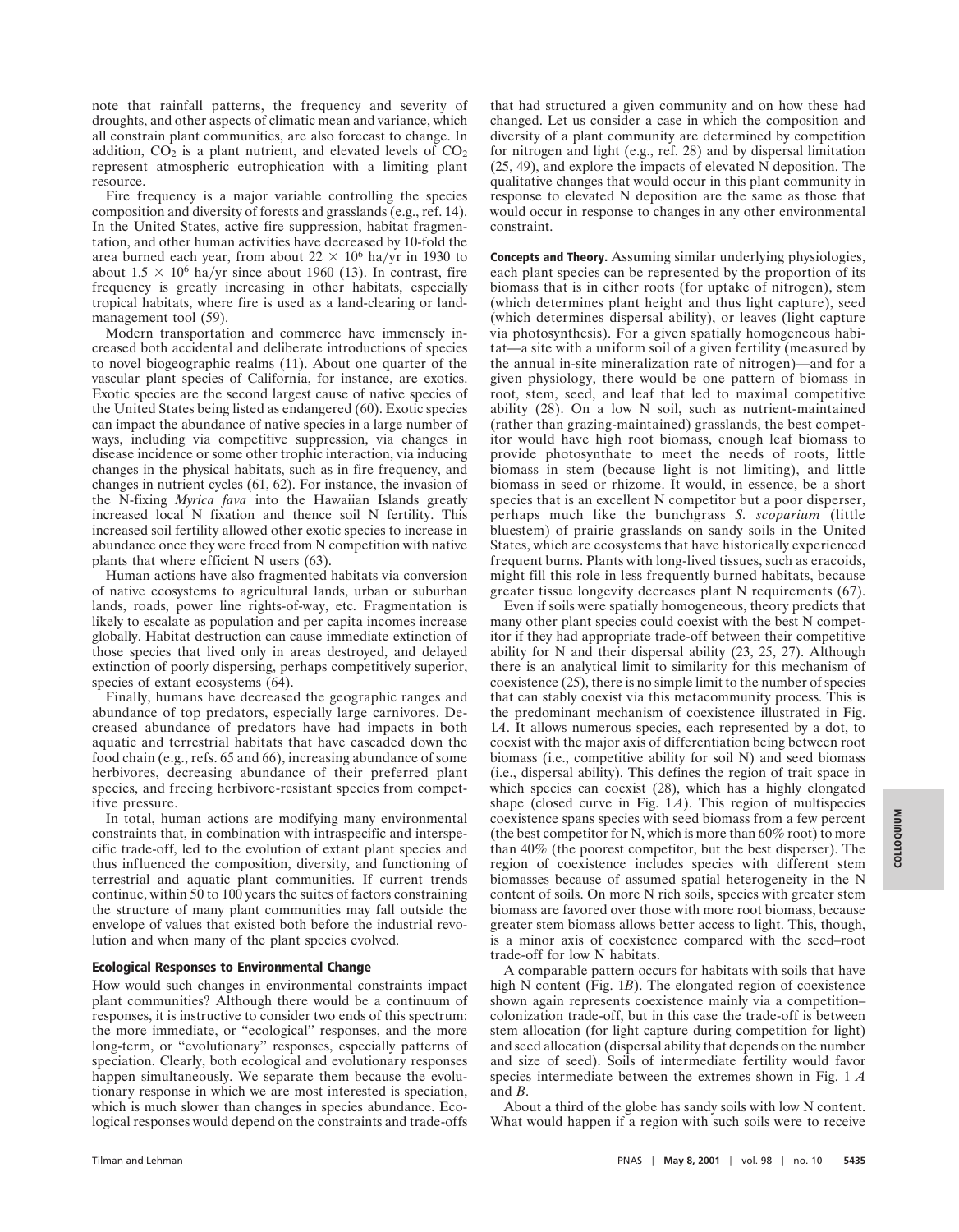note that rainfall patterns, the frequency and severity of droughts, and other aspects of climatic mean and variance, which all constrain plant communities, are also forecast to change. In addition, $CO_2$ is a plant nutrient, and elevated levels of $CO_2$ represent atmospheric eutrophication with a limiting plant resource.

Fire frequency is a major variable controlling the species composition and diversity of forests and grasslands (e.g., ref. 14). In the United States, active fire suppression, habitat fragmentation, and other human activities have decreased by 10-fold the area burned each year, from about $22 \times 10^6$ ha/yr in 1930 to about $1.5 \times 10^6$ ha/yr since about 1960 (13). In contrast, fire frequency is greatly increasing in other habitats, especially tropical habitats, where fire is used as a land-clearing or land-management tool (59).

Modern transportation and commerce have immensely increased both accidental and deliberate introductions of species to novel biogeographic realms (11). About one quarter of the vascular plant species of California, for instance, are exotics. Exotic species are the second largest cause of native species of the United States being listed as endangered (60). Exotic species can impact the abundance of native species in a large number of ways, including via competitive suppression, via changes in disease incidence or some other trophic interaction, via inducing changes in the physical habitats, such as in fire frequency, and changes in nutrient cycles (61, 62). For instance, the invasion of the N-fixing *Myrica fava* into the Hawaiian Islands greatly increased local N fixation and thence soil N fertility. This increased soil fertility allowed other exotic species to increase in abundance once they were freed from N competition with native plants that where efficient N users (63).

Human actions have also fragmented habitats via conversion of native ecosystems to agricultural lands, urban or suburban lands, roads, power line rights-of-way, etc. Fragmentation is likely to escalate as population and per capita incomes increase globally. Habitat destruction can cause immediate extinction of those species that lived only in areas destroyed, and delayed extinction of poorly dispersing, perhaps competitively superior, species of extant ecosystems (64).

Finally, humans have decreased the geographic ranges and abundance of top predators, especially large carnivores. Decreased abundance of predators have had impacts in both aquatic and terrestrial habitats that have cascaded down the food chain (e.g., refs. 65 and 66), increasing abundance of some herbivores, decreasing abundance of their preferred plant species, and freeing herbivore-resistant species from competitive pressure.

In total, human actions are modifying many environmental constraints that, in combination with intraspecific and interspecific trade-off, led to the evolution of extant plant species and thus influenced the composition, diversity, and functioning of terrestrial and aquatic plant communities. If current trends continue, within 50 to 100 years the suites of factors constraining the structure of many plant communities may fall outside the envelope of values that existed both before the industrial revolution and when many of the plant species evolved.

## Ecological Responses to Environmental Change

How would such changes in environmental constraints impact plant communities? Although there would be a continuum of responses, it is instructive to consider two ends of this spectrum: the more immediate, or "ecological" responses, and the more long-term, or "evolutionary" responses, especially patterns of speciation. Clearly, both ecological and evolutionary responses happen simultaneously. We separate them because the evolutionary response in which we are most interested is speciation, which is much slower than changes in species abundance. Ecological responses would depend on the constraints and trade-offs that had structured a given community and on how these had changed. Let us consider a case in which the composition and diversity of a plant community are determined by competition for nitrogen and light (e.g., ref. 28) and by dispersal limitation (25, 49), and explore the impacts of elevated N deposition. The qualitative changes that would occur in this plant community in response to elevated N deposition are the same as those that would occur in response to changes in any other environmental constraint.

**Concepts and Theory.** Assuming similar underlying physiologies, each plant species can be represented by the proportion of its biomass that is in either roots (for uptake of nitrogen), stem (which determines plant height and thus light capture), seed (which determines dispersal ability), or leaves (light capture via photosynthesis). For a given spatially homogeneous habitat—a site with a uniform soil of a given fertility (measured by the annual in-site mineralization rate of nitrogen)—and for a given physiology, there would be one pattern of biomass in root, stem, seed, and leaf that led to maximal competitive ability (28). On a low N soil, such as nutrient-maintained (rather than grazing-maintained) grasslands, the best competitor would have high root biomass, enough leaf biomass to provide photosynthate to meet the needs of roots, little biomass in stem (because light is not limiting), and little biomass in seed or rhizome. It would, in essence, be a short species that is an excellent N competitor but a poor disperser, perhaps much like the bunchgrass *S. scoparium* (little bluestem) of prairie grasslands on sandy soils in the United States, which are ecosystems that have historically experienced frequent burns. Plants with long-lived tissues, such as eracoids, might fill this role in less frequently burned habitats, because greater tissue longevity decreases plant N requirements (67).

Even if soils were spatially homogeneous, theory predicts that many other plant species could coexist with the best N competitor if they had appropriate trade-off between their competitive ability for N and their dispersal ability (23, 25, 27). Although there is an analytical limit to similarity for this mechanism of coexistence (25), there is no simple limit to the number of species that can stably coexist via this metacommunity process. This is the predominant mechanism of coexistence illustrated in Fig. 1*A*. It allows numerous species, each represented by a dot, to coexist with the major axis of differentiation being between root biomass (i.e., competitive ability for soil N) and seed biomass (i.e., dispersal ability). This defines the region of trait space in which species can coexist (28), which has a highly elongated shape (closed curve in Fig. 1*A*). This region of multispecies coexistence spans species with seed biomass from a few percent (the best competitor for N, which is more than 60% root) to more than 40% (the poorest competitor, but the best disperser). The region of coexistence includes species with different stem biomasses because of assumed spatial heterogeneity in the N content of soils. On more N rich soils, species with greater stem biomass are favored over those with more root biomass, because greater stem biomass allows better access to light. This, though, is a minor axis of coexistence compared with the seed–root trade-off for low N habitats.

A comparable pattern occurs for habitats with soils that have high N content (Fig. 1*B*). The elongated region of coexistence shown again represents coexistence mainly via a competition–colonization trade-off, but in this case the trade-off is between stem allocation (for light capture during competition for light) and seed allocation (dispersal ability that depends on the number and size of seed). Soils of intermediate fertility would favor species intermediate between the extremes shown in Fig. 1 *A* and *B*.

About a third of the globe has sandy soils with low N content. What would happen if a region with such soils were to receive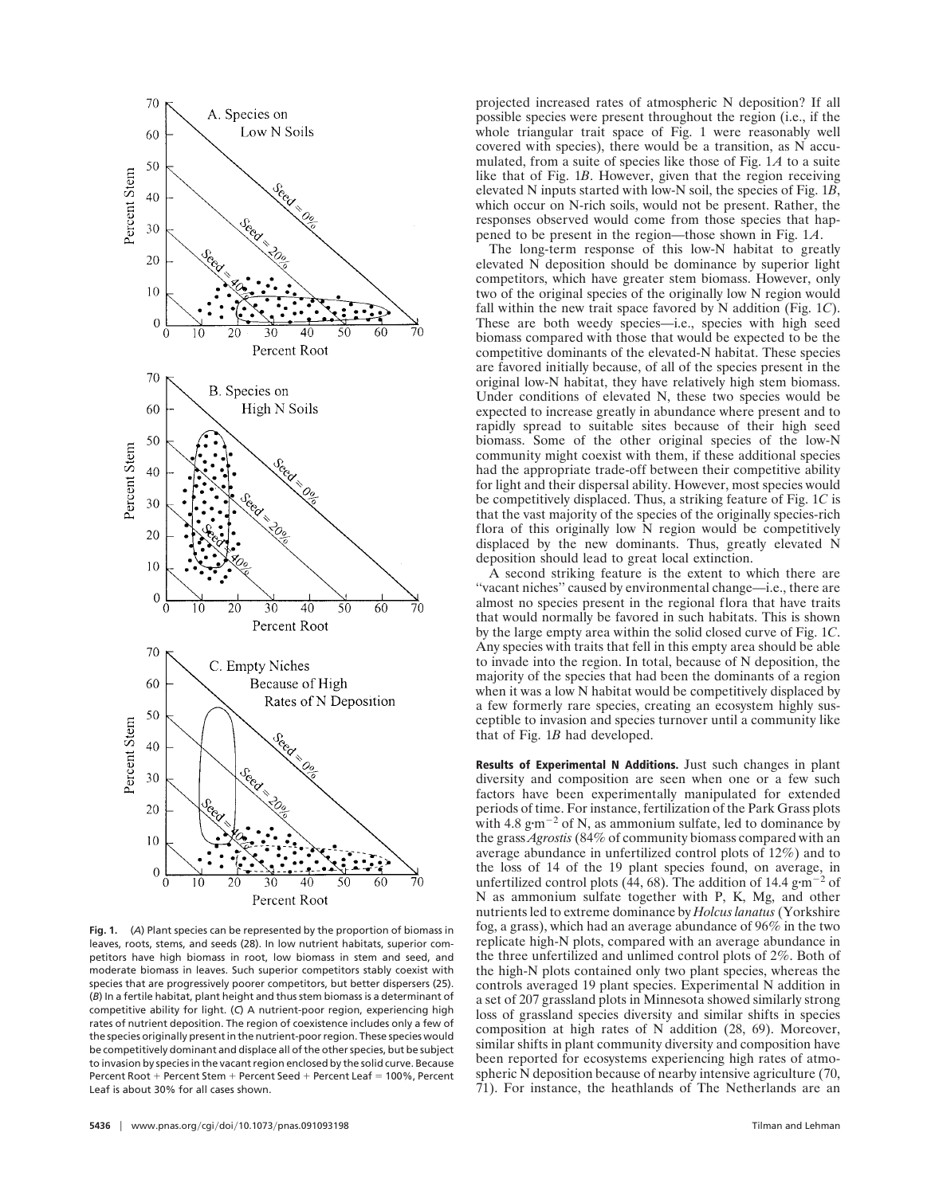70
A. Species on
Low N Soils
60
50
Percent Stem
40
30
20
10
0
0 10 20 30 40 50 60 70
Percent Root
Seed = 0%
Seed = 20%
Seed = 40%

70
B. Species on
High N Soils
60
50
Percent Stem
40
30
20
10
0
0 10 20 30 40 50 60 70
Percent Root
Seed = 0%
Seed = 20%
Seed = 40%

70
C. Empty Niches
Because of High
Rates of N Deposition
60
50
Percent Stem
40
30
20
10
0
0 10 20 30 40 50 60 70
Percent Root
Seed = 0%
Seed = 20%
Seed = 40%

**Fig. 1.** (*A*) Plant species can be represented by the proportion of biomass in leaves, roots, stems, and seeds (28). In low nutrient habitats, superior competitors have high biomass in root, low biomass in stem and seed, and moderate biomass in leaves. Such superior competitors stably coexist with species that are progressively poorer competitors, but better dispersers (25). (*B*) In a fertile habitat, plant height and thus stem biomass is a determinant of competitive ability for light. (*C*) A nutrient-poor region, experiencing high rates of nutrient deposition. The region of coexistence includes only a few of the species originally present in the nutrient-poor region. These species would be competitively dominant and displace all of the other species, but be subject to invasion by species in the vacant region enclosed by the solid curve. Because Percent Root + Percent Stem + Percent Seed + Percent Leaf = 100%, Percent Leaf is about 30% for all cases shown.

projected increased rates of atmospheric N deposition? If all possible species were present throughout the region (i.e., if the whole triangular trait space of Fig. 1 were reasonably well covered with species), there would be a transition, as N accumulated, from a suite of species like those of Fig. 1*A* to a suite like that of Fig. 1*B*. However, given that the region receiving elevated N inputs started with low-N soil, the species of Fig. 1*B*, which occur on N-rich soils, would not be present. Rather, the responses observed would come from those species that happened to be present in the region—those shown in Fig. 1*A*.

The long-term response of this low-N habitat to greatly elevated N deposition should be dominance by superior light competitors, which have greater stem biomass. However, only two of the original species of the originally low N region would fall within the new trait space favored by N addition (Fig. 1*C*). These are both weedy species—i.e., species with high seed biomass compared with those that would be expected to be the competitive dominants of the elevated-N habitat. These species are favored initially because, of all of the species present in the original low-N habitat, they have relatively high stem biomass. Under conditions of elevated N, these two species would be expected to increase greatly in abundance where present and to rapidly spread to suitable sites because of their high seed biomass. Some of the other original species of the low-N community might coexist with them, if these additional species had the appropriate trade-off between their competitive ability for light and their dispersal ability. However, most species would be competitively displaced. Thus, a striking feature of Fig. 1*C* is that the vast majority of the species of the originally species-rich flora of this originally low N region would be competitively displaced by the new dominants. Thus, greatly elevated N deposition should lead to great local extinction.

A second striking feature is the extent to which there are "vacant niches" caused by environmental change—i.e., there are almost no species present in the regional flora that have traits that would normally be favored in such habitats. This is shown by the large empty area within the solid closed curve of Fig. 1*C*. Any species with traits that fell in this empty area should be able to invade into the region. In total, because of N deposition, the majority of the species that had been the dominants of a region when it was a low N habitat would be competitively displaced by a few formerly rare species, creating an ecosystem highly susceptible to invasion and species turnover until a community like that of Fig. 1*B* had developed.

**Results of Experimental N Additions.** Just such changes in plant diversity and composition are seen when one or a few such factors have been experimentally manipulated for extended periods of time. For instance, fertilization of the Park Grass plots with 4.8 $g \cdot m^{-2}$ of N, as ammonium sulfate, led to dominance by the grass *Agrostis* (84% of community biomass compared with an average abundance in unfertilized control plots of 12%) and to the loss of 14 of the 19 plant species found, on average, in unfertilized control plots (44, 68). The addition of 14.4 $g \cdot m^{-2}$ of N as ammonium sulfate together with P, K, Mg, and other nutrients led to extreme dominance by *Holcus lanatus* (Yorkshire fog, a grass), which had an average abundance of 96% in the two replicate high-N plots, compared with an average abundance in the three unfertilized and unlimed control plots of 2%. Both of the high-N plots contained only two plant species, whereas the controls averaged 19 plant species. Experimental N addition in a set of 207 grassland plots in Minnesota showed similarly strong loss of grassland species diversity and similar shifts in species composition at high rates of N addition (28, 69). Moreover, similar shifts in plant community diversity and composition have been reported for ecosystems experiencing high rates of atmospheric N deposition because of nearby intensive agriculture (70, 71). For instance, the heathlands of The Netherlands are an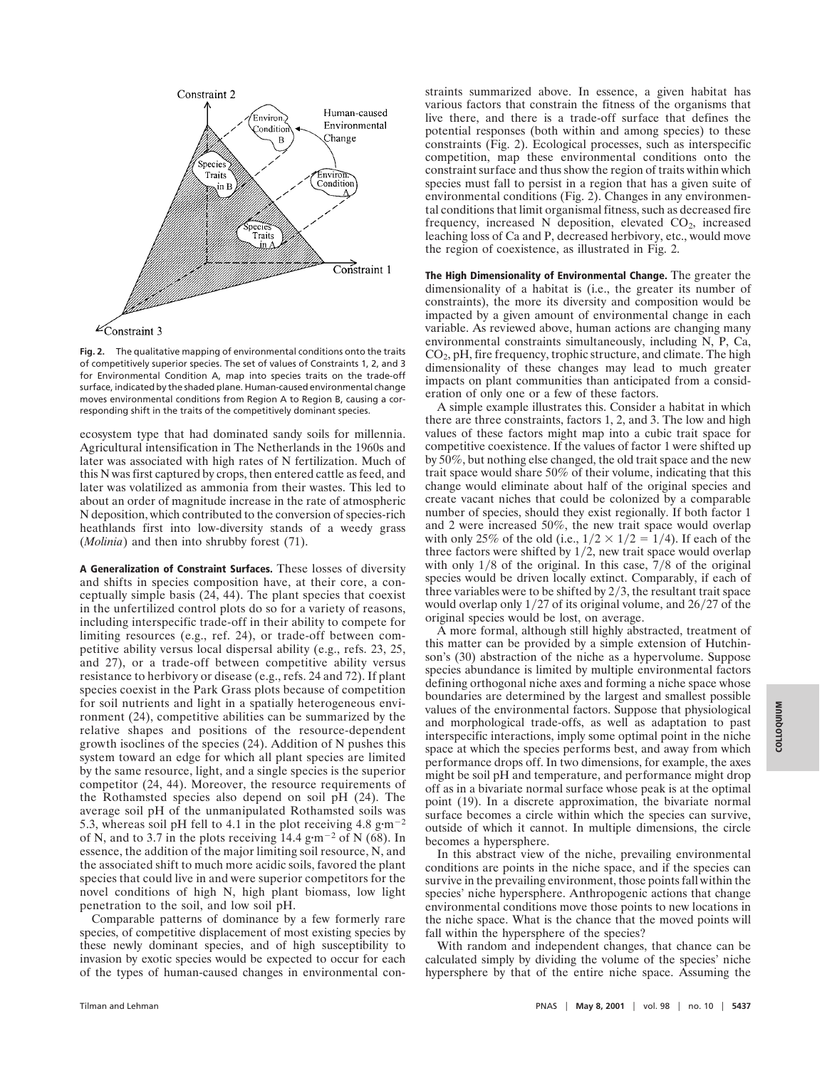**Fig. 2.** The qualitative mapping of environmental conditions onto the traits of competitively superior species. The set of values of Constraints 1, 2, and 3 for Environmental Condition A, map into species traits on the trade-off surface, indicated by the shaded plane. Human-caused environmental change moves environmental conditions from Region A to Region B, causing a corresponding shift in the traits of the competitively dominant species.

ecosystem type that had dominated sandy soils for millennia. Agricultural intensification in The Netherlands in the 1960s and later was associated with high rates of N fertilization. Much of this N was first captured by crops, then entered cattle as feed, and later was volatilized as ammonia from their wastes. This led to about an order of magnitude increase in the rate of atmospheric N deposition, which contributed to the conversion of species-rich heathlands first into low-diversity stands of a weedy grass (*Molinia*) and then into shrubby forest (71).

**A Generalization of Constraint Surfaces.** These losses of diversity and shifts in species composition have, at their core, a conceptually simple basis (24, 44). The plant species that coexist in the unfertilized control plots do so for a variety of reasons, including interspecific trade-off in their ability to compete for limiting resources (e.g., ref. 24), or trade-off between competitive ability versus local dispersal ability (e.g., refs. 23, 25, and 27), or a trade-off between competitive ability versus resistance to herbivory or disease (e.g., refs. 24 and 72). If plant species coexist in the Park Grass plots because of competition for soil nutrients and light in a spatially heterogeneous environment (24), competitive abilities can be summarized by the relative shapes and positions of the resource-dependent growth isoclines of the species (24). Addition of N pushes this system toward an edge for which all plant species are limited by the same resource, light, and a single species is the superior competitor (24, 44). Moreover, the resource requirements of the Rothamsted species also depend on soil pH (24). The average soil pH of the unmanipulated Rothamsted soils was 5.3, whereas soil pH fell to 4.1 in the plot receiving 4.8 $g \cdot m^{-2}$ of N, and to 3.7 in the plots receiving 14.4 $g \cdot m^{-2}$ of N (68). In essence, the addition of the major limiting soil resource, N, and the associated shift to much more acidic soils, favored the plant species that could live in and were superior competitors for the novel conditions of high N, high plant biomass, low light penetration to the soil, and low soil pH.

Comparable patterns of dominance by a few formerly rare species, of competitive displacement of most existing species by these newly dominant species, and of high susceptibility to invasion by exotic species would be expected to occur for each of the types of human-caused changes in environmental constraints summarized above. In essence, a given habitat has various factors that constrain the fitness of the organisms that live there, and there is a trade-off surface that defines the potential responses (both within and among species) to these constraints (Fig. 2). Ecological processes, such as interspecific competition, map these environmental conditions onto the constraint surface and thus show the region of traits within which species must fall to persist in a region that has a given suite of environmental conditions (Fig. 2). Changes in any environmental conditions that limit organismal fitness, such as decreased fire frequency, increased N deposition, elevated $CO_2$, increased leaching loss of Ca and P, decreased herbivory, etc., would move the region of coexistence, as illustrated in Fig. 2.

**The High Dimensionality of Environmental Change.** The greater the dimensionality of a habitat is (i.e., the greater its number of constraints), the more its diversity and composition would be impacted by a given amount of environmental change in each variable. As reviewed above, human actions are changing many environmental constraints simultaneously, including N, P, Ca, $CO_2$, pH, fire frequency, trophic structure, and climate. The high dimensionality of these changes may lead to much greater impacts on plant communities than anticipated from a consideration of only one or a few of these factors.

A simple example illustrates this. Consider a habitat in which there are three constraints, factors 1, 2, and 3. The low and high values of these factors might map into a cubic trait space for competitive coexistence. If the values of factor 1 were shifted up by 50%, but nothing else changed, the old trait space and the new trait space would share 50% of their volume, indicating that this change would eliminate about half of the original species and create vacant niches that could be colonized by a comparable number of species, should they exist regionally. If both factor 1 and 2 were increased 50%, the new trait space would overlap with only 25% of the old (i.e., $1/2 \times 1/2 = 1/4$). If each of the three factors were shifted by 1/2, new trait space would overlap with only 1/8 of the original. In this case, 7/8 of the original species would be driven locally extinct. Comparably, if each of three variables were to be shifted by 2/3, the resultant trait space would overlap only 1/27 of its original volume, and 26/27 of the original species would be lost, on average.

A more formal, although still highly abstracted, treatment of this matter can be provided by a simple extension of Hutchinson's (30) abstraction of the niche as a hypervolume. Suppose species abundance is limited by multiple environmental factors defining orthogonal niche axes and forming a niche space whose boundaries are determined by the largest and smallest possible values of the environmental factors. Suppose that physiological and morphological trade-offs, as well as adaptation to past interspecific interactions, imply some optimal point in the niche space at which the species performs best, and away from which performance drops off. In two dimensions, for example, the axes might be soil pH and temperature, and performance might drop off as in a bivariate normal surface whose peak is at the optimal point (19). In a discrete approximation, the bivariate normal surface becomes a circle within which the species can survive, outside of which it cannot. In multiple dimensions, the circle becomes a hypersphere.

In this abstract view of the niche, prevailing environmental conditions are points in the niche space, and if the species can survive in the prevailing environment, those points fall within the species' niche hypersphere. Anthropogenic actions that change environmental conditions move those points to new locations in the niche space. What is the chance that the moved points will fall within the hypersphere of the species?

With random and independent changes, that chance can be calculated simply by dividing the volume of the species' niche hypersphere by that of the entire niche space. Assuming the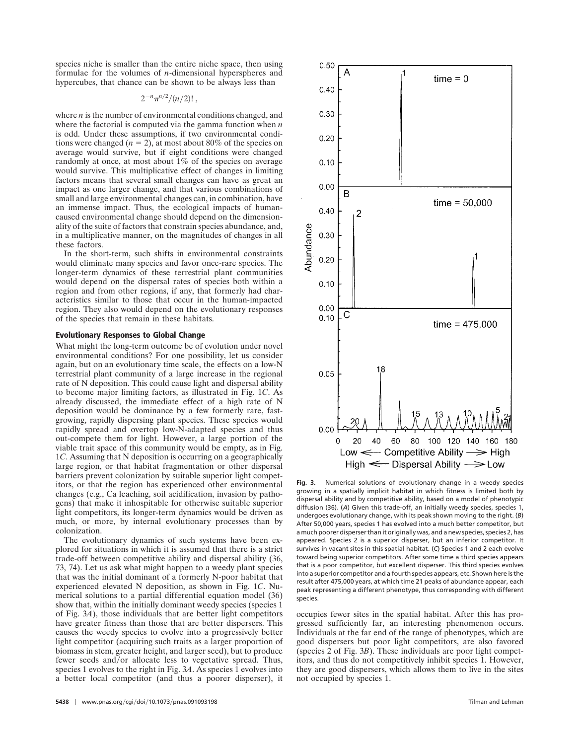species niche is smaller than the entire niche space, then using formulae for the volumes of $n$-dimensional hyperspheres and hypercubes, that chance can be shown to be always less than

$$2^{-n}\pi^{n/2}/(n/2)!,$$

where $n$ is the number of environmental conditions changed, and where the factorial is computed via the gamma function when $n$ is odd. Under these assumptions, if two environmental conditions were changed ($n = 2$), at most about 80% of the species on average would survive, but if eight conditions were changed randomly at once, at most about 1% of the species on average would survive. This multiplicative effect of changes in limiting factors means that several small changes can have as great an impact as one larger change, and that various combinations of small and large environmental changes can, in combination, have an immense impact. Thus, the ecological impacts of human-caused environmental change should depend on the dimensionality of the suite of factors that constrain species abundance, and, in a multiplicative manner, on the magnitudes of changes in all these factors.

In the short-term, such shifts in environmental constraints would eliminate many species and favor once-rare species. The longer-term dynamics of these terrestrial plant communities would depend on the dispersal rates of species both within a region and from other regions, if any, that formerly had characteristics similar to those that occur in the human-impacted region. They also would depend on the evolutionary responses of the species that remain in these habitats.

### Evolutionary Responses to Global Change

What might the long-term outcome be of evolution under novel environmental conditions? For one possibility, let us consider again, but on an evolutionary time scale, the effects on a low-N terrestrial plant community of a large increase in the regional rate of N deposition. This could cause light and dispersal ability to become major limiting factors, as illustrated in Fig. 1*C*. As already discussed, the immediate effect of a high rate of N deposition would be dominance by a few formerly rare, fast-growing, rapidly dispersing plant species. These species would rapidly spread and overtop low-N-adapted species and thus out-compete them for light. However, a large portion of the viable trait space of this community would be empty, as in Fig. 1*C*. Assuming that N deposition is occurring on a geographically large region, or that habitat fragmentation or other dispersal barriers prevent colonization by suitable superior light competitors, or that the region has experienced other environmental changes (e.g., Ca leaching, soil acidification, invasion by pathogens) that make it inhospitable for otherwise suitable superior light competitors, its longer-term dynamics would be driven as much, or more, by internal evolutionary processes than by colonization.

The evolutionary dynamics of such systems have been explored for situations in which it is assumed that there is a strict trade-off between competitive ability and dispersal ability (36, 73, 74). Let us ask what might happen to a weedy plant species that was the initial dominant of a formerly N-poor habitat that experienced elevated N deposition, as shown in Fig. 1*C*. Numerical solutions to a partial differential equation model (36) show that, within the initially dominant weedy species (species 1 of Fig. 3*A*), those individuals that are better light competitors have greater fitness than those that are better dispersers. This causes the weedy species to evolve into a progressively better light competitor (acquiring such traits as a larger proportion of biomass in stem, greater height, and larger seed), but to produce fewer seeds and/or allocate less to vegetative spread. Thus, species 1 evolves to the right in Fig. 3*A*. As species 1 evolves into a better local competitor (and thus a poorer disperser), it occupies fewer sites in the spatial habitat. After this has progressed sufficiently far, an interesting phenomenon occurs. Individuals at the far end of the range of phenotypes, which are good dispersers but poor light competitors, are also favored (species 2 of Fig. 3*B*). These individuals are poor light competitors, and thus do not competitively inhibit species 1. However, they are good dispersers, which allows them to live in the sites not occupied by species 1.

A
time = 0
B
time = 50,000
C
time = 475,000
Abundance
Low ← Competitive Ability → High
High ← Dispersal Ability → Low

**Fig. 3.** Numerical solutions of evolutionary change in a weedy species growing in a spatially implicit habitat in which fitness is limited both by dispersal ability and by competitive ability, based on a model of phenotypic diffusion (36). (*A*) Given this trade-off, an initially weedy species, species 1, undergoes evolutionary change, with its peak shown moving to the right. (*B*) After 50,000 years, species 1 has evolved into a much better competitor, but a much poorer disperser than it originally was, and a new species, species 2, has appeared. Species 2 is a superior disperser, but an inferior competitor. It survives in vacant sites in this spatial habitat. (*C*) Species 1 and 2 each evolve toward being superior competitors. After some time a third species appears that is a poor competitor, but excellent disperser. This third species evolves into a superior competitor and a fourth species appears, etc. Shown here is the result after 475,000 years, at which time 21 peaks of abundance appear, each peak representing a different phenotype, thus corresponding with different species.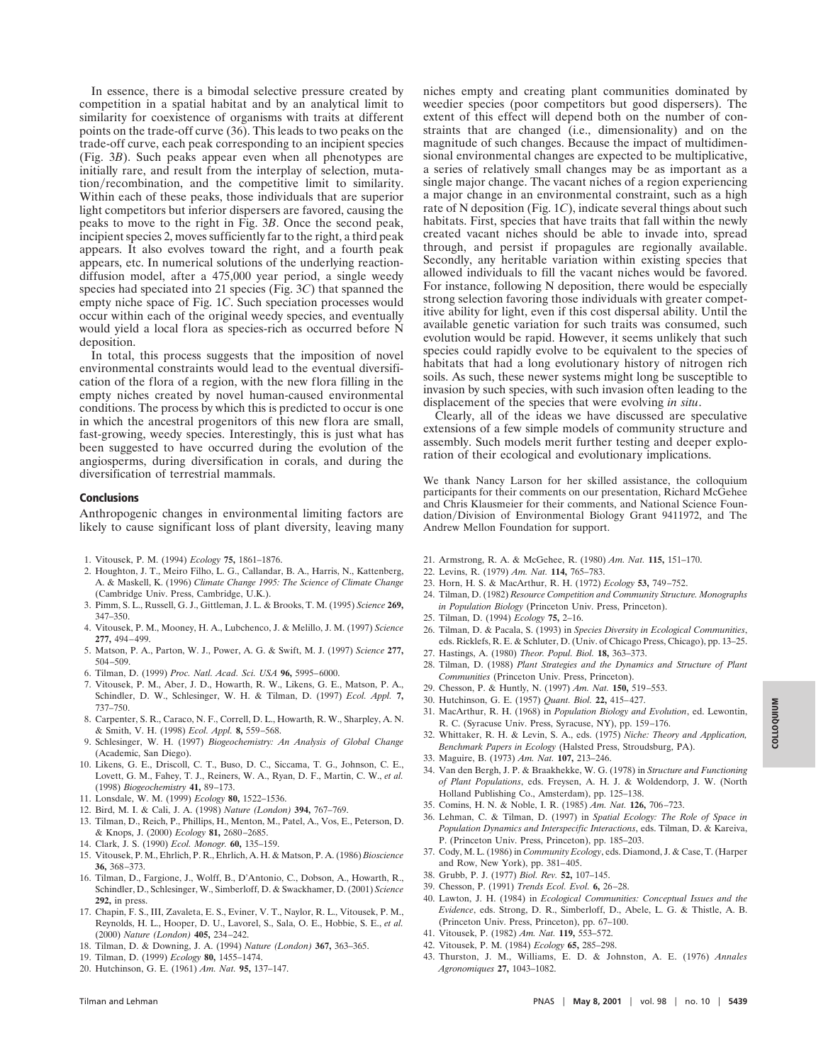In essence, there is a bimodal selective pressure created by competition in a spatial habitat and by an analytical limit to similarity for coexistence of organisms with traits at different points on the trade-off curve (36). This leads to two peaks on the trade-off curve, each peak corresponding to an incipient species (Fig. 3*B*). Such peaks appear even when all phenotypes are initially rare, and result from the interplay of selection, mutation/recombination, and the competitive limit to similarity. Within each of these peaks, those individuals that are superior light competitors but inferior dispersers are favored, causing the peaks to move to the right in Fig. 3*B*. Once the second peak, incipient species 2, moves sufficiently far to the right, a third peak appears. It also evolves toward the right, and a fourth peak appears, etc. In numerical solutions of the underlying reaction-diffusion model, after a 475,000 year period, a single weedy species had speciated into 21 species (Fig. 3*C*) that spanned the empty niche space of Fig. 1*C*. Such speciation processes would occur within each of the original weedy species, and eventually would yield a local flora as species-rich as occurred before N deposition.

In total, this process suggests that the imposition of novel environmental constraints would lead to the eventual diversification of the flora of a region, with the new flora filling in the empty niches created by novel human-caused environmental conditions. The process by which this is predicted to occur is one in which the ancestral progenitors of this new flora are small, fast-growing, weedy species. Interestingly, this is just what has been suggested to have occurred during the evolution of the angiosperms, during diversification in corals, and during the diversification of terrestrial mammals.

## Conclusions

Anthropogenic changes in environmental limiting factors are likely to cause significant loss of plant diversity, leaving many niches empty and creating plant communities dominated by weedier species (poor competitors but good dispersers). The extent of this effect will depend both on the number of constraints that are changed (i.e., dimensionality) and on the magnitude of such changes. Because the impact of multidimensional environmental changes are expected to be multiplicative, a series of relatively small changes may be as important as a single major change. The vacant niches of a region experiencing a major change in an environmental constraint, such as a high rate of N deposition (Fig. 1*C*), indicate several things about such habitats. First, species that have traits that fall within the newly created vacant niches should be able to invade into, spread through, and persist if propagules are regionally available. Secondly, any heritable variation within existing species that allowed individuals to fill the vacant niches would be favored. For instance, following N deposition, there would be especially strong selection favoring those individuals with greater competitive ability for light, even if this cost dispersal ability. Until the available genetic variation for such traits was consumed, such evolution would be rapid. However, it seems unlikely that such species could rapidly evolve to be equivalent to the species of habitats that had a long evolutionary history of nitrogen rich soils. As such, these newer systems might long be susceptible to invasion by such species, with such invasion often leading to the displacement of the species that were evolving *in situ*.

Clearly, all of the ideas we have discussed are speculative extensions of a few simple models of community structure and assembly. Such models merit further testing and deeper exploration of their ecological and evolutionary implications.

We thank Nancy Larson for her skilled assistance, the colloquium participants for their comments on our presentation, Richard McGehee and Chris Klausmeier for their comments, and National Science Foundation/Division of Environmental Biology Grant 9411972, and The Andrew Mellon Foundation for support.

1. Vitousek, P. M. (1994) *Ecology* **75,** 1861–1876.
2. Houghton, J. T., Meiro Filho, L. G., Callandar, B. A., Harris, N., Kattenberg, A. & Maskell, K. (1996) *Climate Change 1995: The Science of Climate Change* (Cambridge Univ. Press, Cambridge, U.K.).
3. Pimm, S. L., Russell, G. J., Gittleman, J. L. & Brooks, T. M. (1995) *Science* **269,** 347–350.
4. Vitousek, P. M., Mooney, H. A., Lubchenco, J. & Melillo, J. M. (1997) *Science* **277,** 494–499.
5. Matson, P. A., Parton, W. J., Power, A. G. & Swift, M. J. (1997) *Science* **277,** 504–509.
6. Tilman, D. (1999) *Proc. Natl. Acad. Sci. USA* **96,** 5995–6000.
7. Vitousek, P. M., Aber, J. D., Howarth, R. W., Likens, G. E., Matson, P. A., Schindler, D. W., Schlesinger, W. H. & Tilman, D. (1997) *Ecol. Appl.* **7,** 737–750.
8. Carpenter, S. R., Caraco, N. F., Correll, D. L., Howarth, R. W., Sharpley, A. N. & Smith, V. H. (1998) *Ecol. Appl.* **8,** 559–568.
9. Schlesinger, W. H. (1997) *Biogeochemistry: An Analysis of Global Change* (Academic, San Diego).
10. Likens, G. E., Driscoll, C. T., Buso, D. C., Siccama, T. G., Johnson, C. E., Lovett, G. M., Fahey, T. J., Reiners, W. A., Ryan, D. F., Martin, C. W., *et al.* (1998) *Biogeochemistry* **41,** 89–173.
11. Lonsdale, W. M. (1999) *Ecology* **80,** 1522–1536.
12. Bird, M. I. & Cali, J. A. (1998) *Nature (London)* **394,** 767–769.
13. Tilman, D., Reich, P., Phillips, H., Menton, M., Patel, A., Vos, E., Peterson, D. & Knops, J. (2000) *Ecology* **81,** 2680–2685.
14. Clark, J. S. (1990) *Ecol. Monogr.* **60,** 135–159.
15. Vitousek, P. M., Ehrlich, P. R., Ehrlich, A. H. & Matson, P. A. (1986) *Bioscience* **36,** 368–373.
16. Tilman, D., Fargione, J., Wolff, B., D'Antonio, C., Dobson, A., Howarth, R., Schindler, D., Schlesinger, W., Simberloff, D. & Swackhamer, D. (2001) *Science* **292,** in press.
17. Chapin, F. S., III, Zavaleta, E. S., Eviner, V. T., Naylor, R. L., Vitousek, P. M., Reynolds, H. L., Hooper, D. U., Lavorel, S., Sala, O. E., Hobbie, S. E., *et al.* (2000) *Nature (London)* **405,** 234–242.
18. Tilman, D. & Downing, J. A. (1994) *Nature (London)* **367,** 363–365.
19. Tilman, D. (1999) *Ecology* **80,** 1455–1474.
20. Hutchinson, G. E. (1961) *Am. Nat.* **95,** 137–147.
21. Armstrong, R. A. & McGehee, R. (1980) *Am. Nat.* **115,** 151–170.
22. Levins, R. (1979) *Am. Nat.* **114,** 765–783.
23. Horn, H. S. & MacArthur, R. H. (1972) *Ecology* **53,** 749–752.
24. Tilman, D. (1982) *Resource Competition and Community Structure. Monographs in Population Biology* (Princeton Univ. Press, Princeton).
25. Tilman, D. (1994) *Ecology* **75,** 2–16.
26. Tilman, D. & Pacala, S. (1993) in *Species Diversity in Ecological Communities*, eds. Ricklefs, R. E. & Schluter, D. (Univ. of Chicago Press, Chicago), pp. 13–25.
27. Hastings, A. (1980) *Theor. Popul. Biol.* **18,** 363–373.
28. Tilman, D. (1988) *Plant Strategies and the Dynamics and Structure of Plant Communities* (Princeton Univ. Press, Princeton).
29. Chesson, P. & Huntly, N. (1997) *Am. Nat.* **150,** 519–553.
30. Hutchinson, G. E. (1957) *Quant. Biol.* **22,** 415–427.
31. MacArthur, R. H. (1968) in *Population Biology and Evolution*, ed. Lewontin, R. C. (Syracuse Univ. Press, Syracuse, NY), pp. 159–176.
32. Whittaker, R. H. & Levin, S. A., eds. (1975) *Niche: Theory and Application, Benchmark Papers in Ecology* (Halsted Press, Stroudsburg, PA).
33. Maguire, B. (1973) *Am. Nat.* **107,** 213–246.
34. Van den Bergh, J. P. & Braakhekke, W. G. (1978) in *Structure and Functioning of Plant Populations*, eds. Freysen, A. H. J. & Woldendorp, J. W. (North Holland Publishing Co., Amsterdam), pp. 125–138.
35. Comins, H. N. & Noble, I. R. (1985) *Am. Nat.* **126,** 706–723.
36. Lehman, C. & Tilman, D. (1997) in *Spatial Ecology: The Role of Space in Population Dynamics and Interspecific Interactions*, eds. Tilman, D. & Kareiva, P. (Princeton Univ. Press, Princeton), pp. 185–203.
37. Cody, M. L. (1986) in *Community Ecology*, eds. Diamond, J. & Case, T. (Harper and Row, New York), pp. 381–405.
38. Grubb, P. J. (1977) *Biol. Rev.* **52,** 107–145.
39. Chesson, P. (1991) *Trends Ecol. Evol.* **6,** 26–28.
40. Lawton, J. H. (1984) in *Ecological Communities: Conceptual Issues and the Evidence*, eds. Strong, D. R., Simberloff, D., Abele, L. G. & Thistle, A. B. (Princeton Univ. Press, Princeton), pp. 67–100.
41. Vitousek, P. (1982) *Am. Nat.* **119,** 553–572.
42. Vitousek, P. M. (1984) *Ecology* **65,** 285–298.
43. Thurston, J. M., Williams, E. D. & Johnston, A. E. (1976) *Annales Agronomiques* **27,** 1043–1082.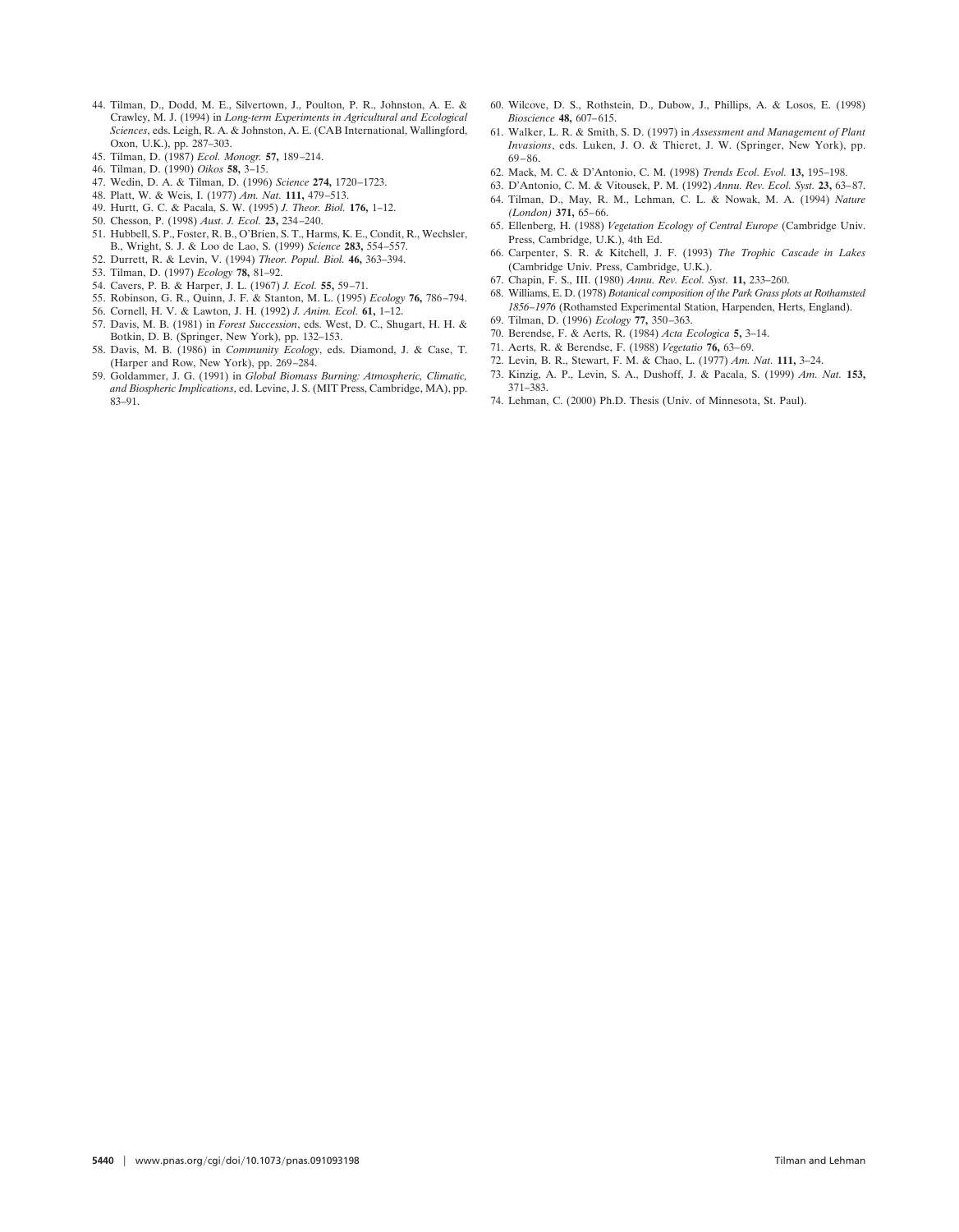44. Tilman, D., Dodd, M. E., Silvertown, J., Poulton, P. R., Johnston, A. E. & Crawley, M. J. (1994) in *Long-term Experiments in Agricultural and Ecological Sciences*, eds. Leigh, R. A. & Johnston, A. E. (CAB International, Wallingford, Oxon, U.K.), pp. 287–303.
45. Tilman, D. (1987) *Ecol. Monogr.* **57,** 189–214.
46. Tilman, D. (1990) *Oikos* **58,** 3–15.
47. Wedin, D. A. & Tilman, D. (1996) *Science* **274,** 1720–1723.
48. Platt, W. & Weis, I. (1977) *Am. Nat.* **111,** 479–513.
49. Hurtt, G. C. & Pacala, S. W. (1995) *J. Theor. Biol.* **176,** 1–12.
50. Chesson, P. (1998) *Aust. J. Ecol.* **23,** 234–240.
51. Hubbell, S. P., Foster, R. B., O'Brien, S. T., Harms, K. E., Condit, R., Wechsler, B., Wright, S. J. & Loo de Lao, S. (1999) *Science* **283,** 554–557.
52. Durrett, R. & Levin, V. (1994) *Theor. Popul. Biol.* **46,** 363–394.
53. Tilman, D. (1997) *Ecology* **78,** 81–92.
54. Cavers, P. B. & Harper, J. L. (1967) *J. Ecol.* **55,** 59–71.
55. Robinson, G. R., Quinn, J. F. & Stanton, M. L. (1995) *Ecology* **76,** 786–794.
56. Cornell, H. V. & Lawton, J. H. (1992) *J. Anim. Ecol.* **61,** 1–12.
57. Davis, M. B. (1981) in *Forest Succession*, eds. West, D. C., Shugart, H. H. & Botkin, D. B. (Springer, New York), pp. 132–153.
58. Davis, M. B. (1986) in *Community Ecology*, eds. Diamond, J. & Case, T. (Harper and Row, New York), pp. 269–284.
59. Goldammer, J. G. (1991) in *Global Biomass Burning: Atmospheric, Climatic, and Biospheric Implications*, ed. Levine, J. S. (MIT Press, Cambridge, MA), pp. 83–91.
60. Wilcove, D. S., Rothstein, D., Dubow, J., Phillips, A. & Losos, E. (1998) *Bioscience* **48,** 607–615.
61. Walker, L. R. & Smith, S. D. (1997) in *Assessment and Management of Plant Invasions*, eds. Luken, J. O. & Thieret, J. W. (Springer, New York), pp. 69–86.
62. Mack, M. C. & D'Antonio, C. M. (1998) *Trends Ecol. Evol.* **13,** 195–198.
63. D'Antonio, C. M. & Vitousek, P. M. (1992) *Annu. Rev. Ecol. Syst.* **23,** 63–87.
64. Tilman, D., May, R. M., Lehman, C. L. & Nowak, M. A. (1994) *Nature (London)* **371,** 65–66.
65. Ellenberg, H. (1988) *Vegetation Ecology of Central Europe* (Cambridge Univ. Press, Cambridge, U.K.), 4th Ed.
66. Carpenter, S. R. & Kitchell, J. F. (1993) *The Trophic Cascade in Lakes* (Cambridge Univ. Press, Cambridge, U.K.).
67. Chapin, F. S., III. (1980) *Annu. Rev. Ecol. Syst.* **11,** 233–260.
68. Williams, E. D. (1978) *Botanical composition of the Park Grass plots at Rothamsted 1856–1976* (Rothamsted Experimental Station, Harpenden, Herts, England).
69. Tilman, D. (1996) *Ecology* **77,** 350–363.
70. Berendse, F. & Aerts, R. (1984) *Acta Ecologica* **5,** 3–14.
71. Aerts, R. & Berendse, F. (1988) *Vegetatio* **76,** 63–69.
72. Levin, B. R., Stewart, F. M. & Chao, L. (1977) *Am. Nat.* **111,** 3–24.
73. Kinzig, A. P., Levin, S. A., Dushoff, J. & Pacala, S. (1999) *Am. Nat.* **153,** 371–383.
74. Lehman, C. (2000) Ph.D. Thesis (Univ. of Minnesota, St. Paul).